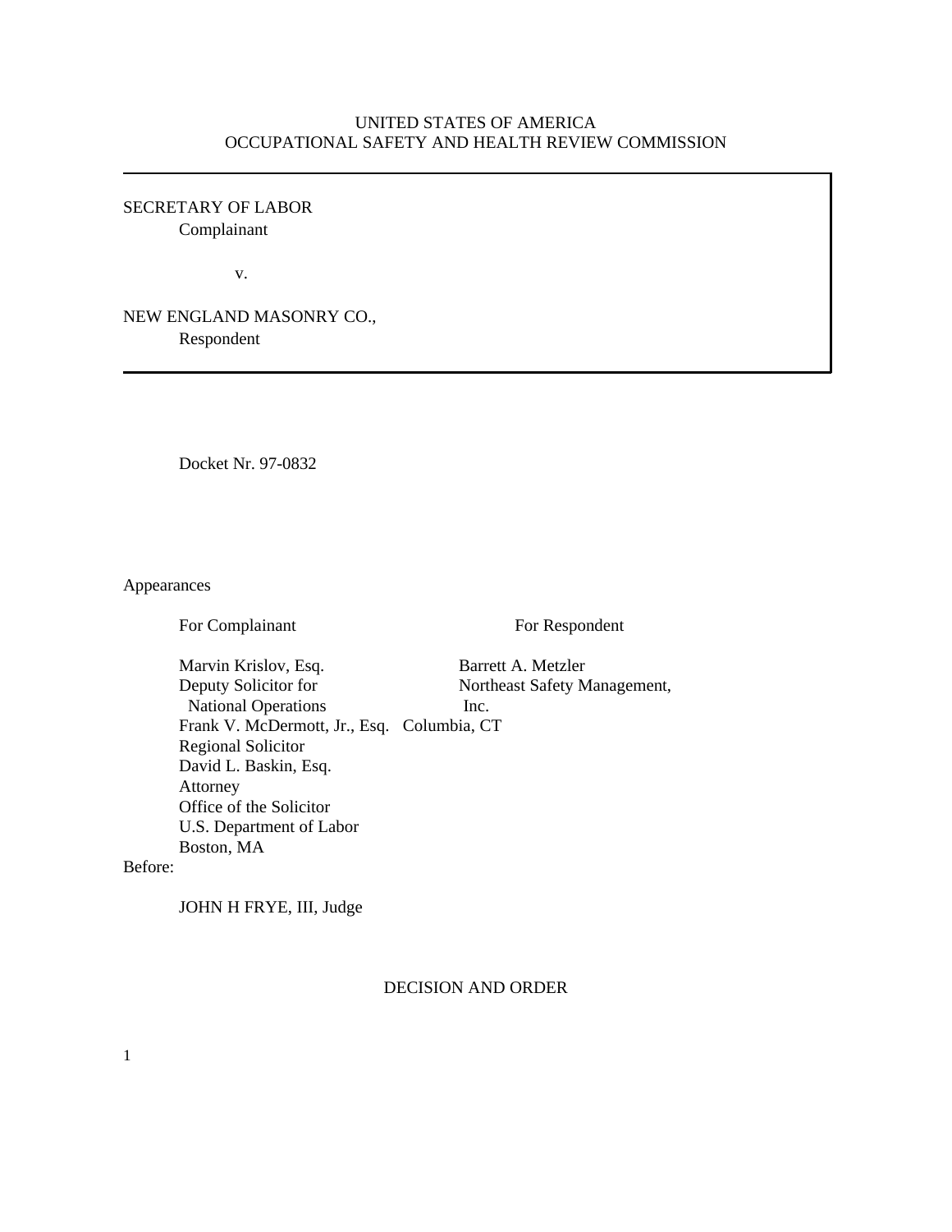UNITED STATES OF AMERICA
OCCUPATIONAL SAFETY AND HEALTH REVIEW COMMISSION

SECRETARY OF LABOR
Complainant

v.

NEW ENGLAND MASONRY CO.,
Respondent

Docket Nr. 97-0832

Appearances

| For Complainant | For Respondent |
|---|---|
| Marvin Krislov, Esq.<br>Deputy Solicitor for<br>National Operations<br>Frank V. McDermott, Jr., Esq.<br>Regional Solicitor<br>David L. Baskin, Esq.<br>Attorney<br>Office of the Solicitor<br>U.S. Department of Labor<br>Boston, MA | Barrett A. Metzler<br>Northeast Safety Management,<br>Inc.<br>Columbia, CT |

Before:

JOHN H FRYE, III, Judge

DECISION AND ORDER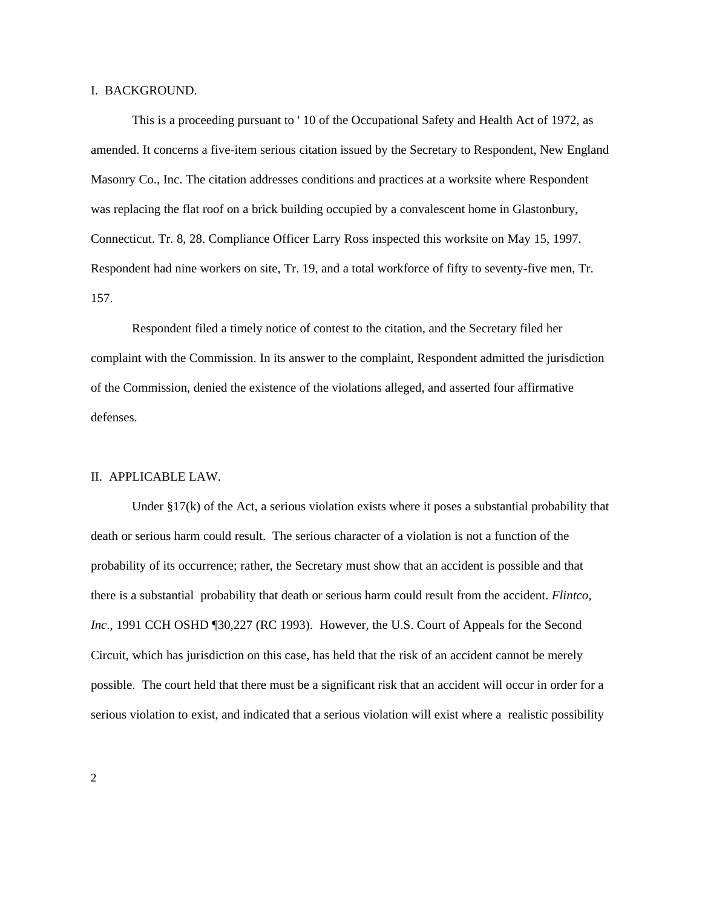I. BACKGROUND.

This is a proceeding pursuant to ' 10 of the Occupational Safety and Health Act of 1972, as amended. It concerns a five-item serious citation issued by the Secretary to Respondent, New England Masonry Co., Inc. The citation addresses conditions and practices at a worksite where Respondent was replacing the flat roof on a brick building occupied by a convalescent home in Glastonbury, Connecticut. Tr. 8, 28. Compliance Officer Larry Ross inspected this worksite on May 15, 1997. Respondent had nine workers on site, Tr. 19, and a total workforce of fifty to seventy-five men, Tr. 157.

Respondent filed a timely notice of contest to the citation, and the Secretary filed her complaint with the Commission. In its answer to the complaint, Respondent admitted the jurisdiction of the Commission, denied the existence of the violations alleged, and asserted four affirmative defenses.

II. APPLICABLE LAW.

Under §17(k) of the Act, a serious violation exists where it poses a substantial probability that death or serious harm could result. The serious character of a violation is not a function of the probability of its occurrence; rather, the Secretary must show that an accident is possible and that there is a substantial probability that death or serious harm could result from the accident. *Flintco, Inc*., 1991 CCH OSHD ¶30,227 (RC 1993). However, the U.S. Court of Appeals for the Second Circuit, which has jurisdiction on this case, has held that the risk of an accident cannot be merely possible. The court held that there must be a significant risk that an accident will occur in order for a serious violation to exist, and indicated that a serious violation will exist where a realistic possibility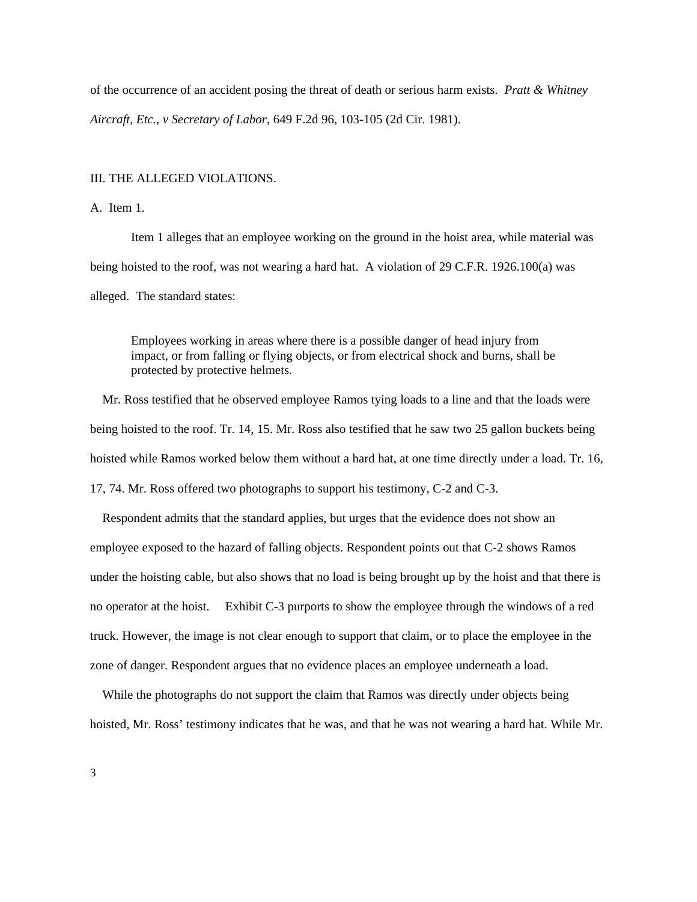of the occurrence of an accident posing the threat of death or serious harm exists. *Pratt & Whitney Aircraft, Etc., v Secretary of Labor*, 649 F.2d 96, 103-105 (2d Cir. 1981).

## III. THE ALLEGED VIOLATIONS.

### A. Item 1.

Item 1 alleges that an employee working on the ground in the hoist area, while material was being hoisted to the roof, was not wearing a hard hat. A violation of 29 C.F.R. 1926.100(a) was alleged. The standard states:

> Employees working in areas where there is a possible danger of head injury from impact, or from falling or flying objects, or from electrical shock and burns, shall be protected by protective helmets.

Mr. Ross testified that he observed employee Ramos tying loads to a line and that the loads were being hoisted to the roof. Tr. 14, 15. Mr. Ross also testified that he saw two 25 gallon buckets being hoisted while Ramos worked below them without a hard hat, at one time directly under a load. Tr. 16, 17, 74. Mr. Ross offered two photographs to support his testimony, C-2 and C-3.

Respondent admits that the standard applies, but urges that the evidence does not show an employee exposed to the hazard of falling objects. Respondent points out that C-2 shows Ramos under the hoisting cable, but also shows that no load is being brought up by the hoist and that there is no operator at the hoist. Exhibit C-3 purports to show the employee through the windows of a red truck. However, the image is not clear enough to support that claim, or to place the employee in the zone of danger. Respondent argues that no evidence places an employee underneath a load.

While the photographs do not support the claim that Ramos was directly under objects being hoisted, Mr. Ross' testimony indicates that he was, and that he was not wearing a hard hat. While Mr.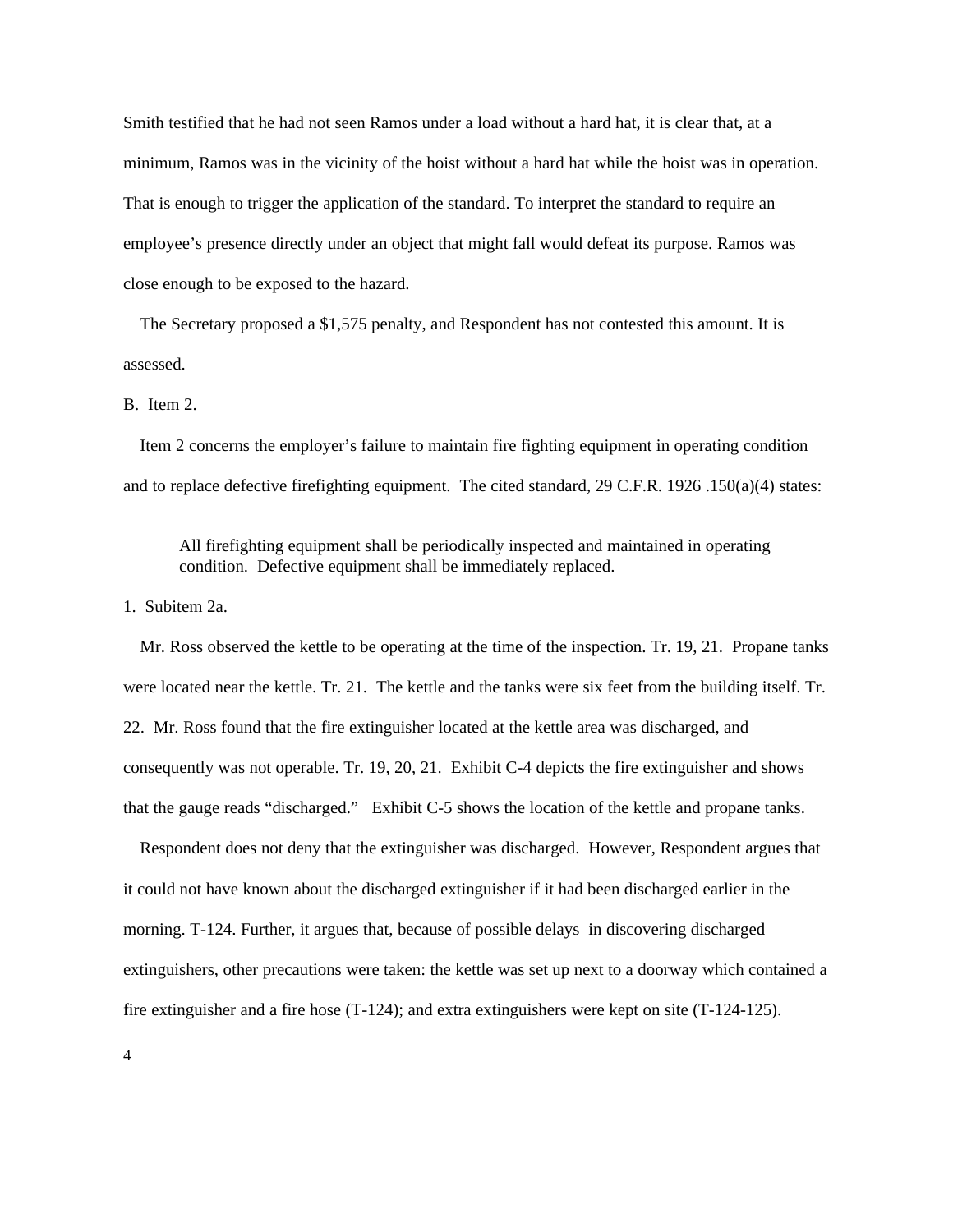Smith testified that he had not seen Ramos under a load without a hard hat, it is clear that, at a minimum, Ramos was in the vicinity of the hoist without a hard hat while the hoist was in operation. That is enough to trigger the application of the standard. To interpret the standard to require an employee's presence directly under an object that might fall would defeat its purpose. Ramos was close enough to be exposed to the hazard.

The Secretary proposed a $1,575 penalty, and Respondent has not contested this amount. It is assessed.

B. Item 2.

Item 2 concerns the employer's failure to maintain fire fighting equipment in operating condition and to replace defective firefighting equipment. The cited standard, 29 C.F.R. 1926 .150(a)(4) states:

> All firefighting equipment shall be periodically inspected and maintained in operating condition. Defective equipment shall be immediately replaced.

1. Subitem 2a.

Mr. Ross observed the kettle to be operating at the time of the inspection. Tr. 19, 21. Propane tanks were located near the kettle. Tr. 21. The kettle and the tanks were six feet from the building itself. Tr. 22. Mr. Ross found that the fire extinguisher located at the kettle area was discharged, and consequently was not operable. Tr. 19, 20, 21. Exhibit C-4 depicts the fire extinguisher and shows that the gauge reads "discharged." Exhibit C-5 shows the location of the kettle and propane tanks.

Respondent does not deny that the extinguisher was discharged. However, Respondent argues that it could not have known about the discharged extinguisher if it had been discharged earlier in the morning. T-124. Further, it argues that, because of possible delays in discovering discharged extinguishers, other precautions were taken: the kettle was set up next to a doorway which contained a fire extinguisher and a fire hose (T-124); and extra extinguishers were kept on site (T-124-125).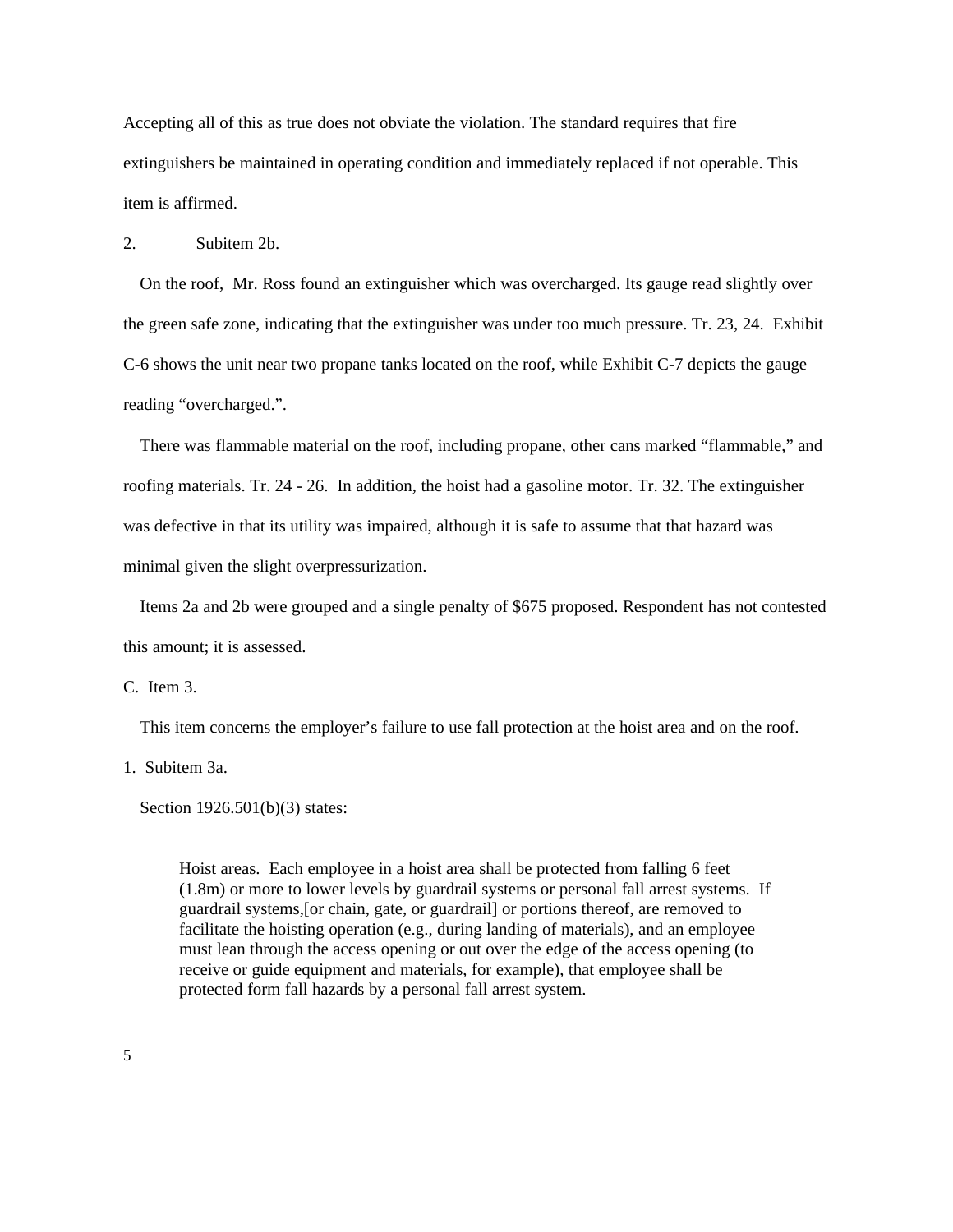Accepting all of this as true does not obviate the violation. The standard requires that fire extinguishers be maintained in operating condition and immediately replaced if not operable. This item is affirmed.

2. Subitem 2b.

On the roof, Mr. Ross found an extinguisher which was overcharged. Its gauge read slightly over the green safe zone, indicating that the extinguisher was under too much pressure. Tr. 23, 24. Exhibit C-6 shows the unit near two propane tanks located on the roof, while Exhibit C-7 depicts the gauge reading "overcharged.".

There was flammable material on the roof, including propane, other cans marked "flammable," and roofing materials. Tr. 24 - 26. In addition, the hoist had a gasoline motor. Tr. 32. The extinguisher was defective in that its utility was impaired, although it is safe to assume that that hazard was minimal given the slight overpressurization.

Items 2a and 2b were grouped and a single penalty of $675 proposed. Respondent has not contested this amount; it is assessed.

C. Item 3.

This item concerns the employer's failure to use fall protection at the hoist area and on the roof.

1. Subitem 3a.

Section 1926.501(b)(3) states:

> Hoist areas. Each employee in a hoist area shall be protected from falling 6 feet (1.8m) or more to lower levels by guardrail systems or personal fall arrest systems. If guardrail systems,[or chain, gate, or guardrail] or portions thereof, are removed to facilitate the hoisting operation (e.g., during landing of materials), and an employee must lean through the access opening or out over the edge of the access opening (to receive or guide equipment and materials, for example), that employee shall be protected form fall hazards by a personal fall arrest system.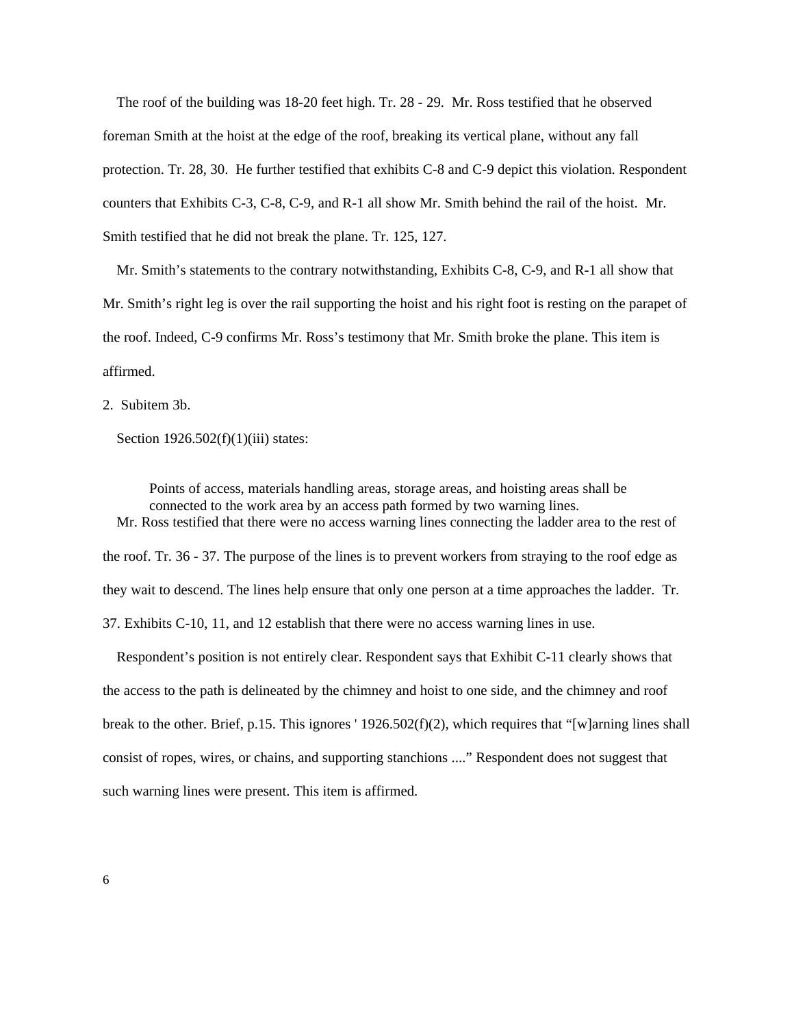The roof of the building was 18-20 feet high. Tr. 28 - 29. Mr. Ross testified that he observed foreman Smith at the hoist at the edge of the roof, breaking its vertical plane, without any fall protection. Tr. 28, 30. He further testified that exhibits C-8 and C-9 depict this violation. Respondent counters that Exhibits C-3, C-8, C-9, and R-1 all show Mr. Smith behind the rail of the hoist. Mr. Smith testified that he did not break the plane. Tr. 125, 127.

Mr. Smith's statements to the contrary notwithstanding, Exhibits C-8, C-9, and R-1 all show that Mr. Smith's right leg is over the rail supporting the hoist and his right foot is resting on the parapet of the roof. Indeed, C-9 confirms Mr. Ross's testimony that Mr. Smith broke the plane. This item is affirmed.

2. Subitem 3b.

Section 1926.502(f)(1)(iii) states:

> Points of access, materials handling areas, storage areas, and hoisting areas shall be connected to the work area by an access path formed by two warning lines.

Mr. Ross testified that there were no access warning lines connecting the ladder area to the rest of the roof. Tr. 36 - 37. The purpose of the lines is to prevent workers from straying to the roof edge as they wait to descend. The lines help ensure that only one person at a time approaches the ladder. Tr. 37. Exhibits C-10, 11, and 12 establish that there were no access warning lines in use.

Respondent's position is not entirely clear. Respondent says that Exhibit C-11 clearly shows that the access to the path is delineated by the chimney and hoist to one side, and the chimney and roof break to the other. Brief, p.15. This ignores ' 1926.502(f)(2), which requires that "[w]arning lines shall consist of ropes, wires, or chains, and supporting stanchions ...." Respondent does not suggest that such warning lines were present. This item is affirmed.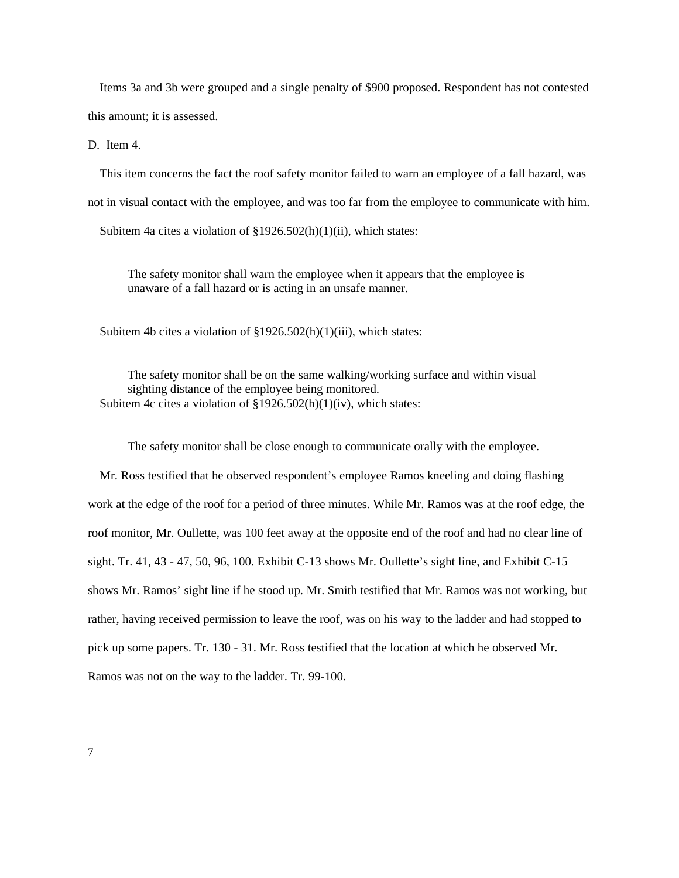Items 3a and 3b were grouped and a single penalty of $900 proposed. Respondent has not contested this amount; it is assessed.

D. Item 4.

This item concerns the fact the roof safety monitor failed to warn an employee of a fall hazard, was not in visual contact with the employee, and was too far from the employee to communicate with him.

Subitem 4a cites a violation of §1926.502(h)(1)(ii), which states:

> The safety monitor shall warn the employee when it appears that the employee is unaware of a fall hazard or is acting in an unsafe manner.

Subitem 4b cites a violation of §1926.502(h)(1)(iii), which states:

> The safety monitor shall be on the same walking/working surface and within visual sighting distance of the employee being monitored.

Subitem 4c cites a violation of §1926.502(h)(1)(iv), which states:

> The safety monitor shall be close enough to communicate orally with the employee.

Mr. Ross testified that he observed respondent's employee Ramos kneeling and doing flashing work at the edge of the roof for a period of three minutes. While Mr. Ramos was at the roof edge, the roof monitor, Mr. Oullette, was 100 feet away at the opposite end of the roof and had no clear line of sight. Tr. 41, 43 - 47, 50, 96, 100. Exhibit C-13 shows Mr. Oullette's sight line, and Exhibit C-15 shows Mr. Ramos' sight line if he stood up. Mr. Smith testified that Mr. Ramos was not working, but rather, having received permission to leave the roof, was on his way to the ladder and had stopped to pick up some papers. Tr. 130 - 31. Mr. Ross testified that the location at which he observed Mr. Ramos was not on the way to the ladder. Tr. 99-100.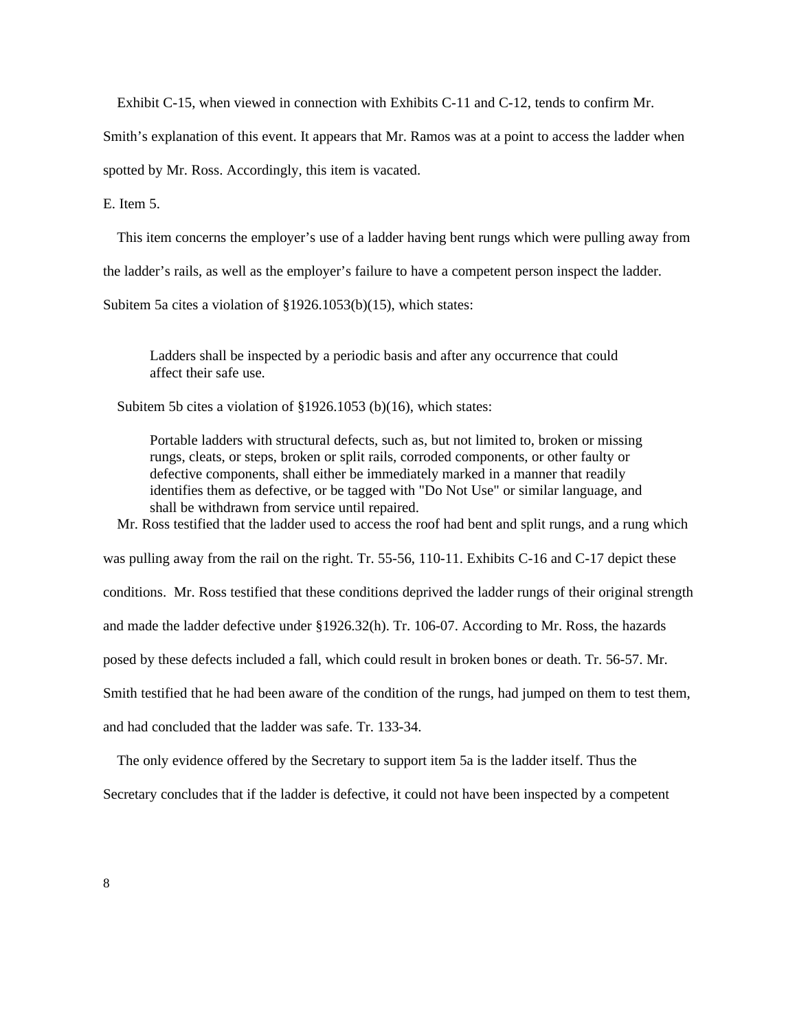Exhibit C-15, when viewed in connection with Exhibits C-11 and C-12, tends to confirm Mr. Smith's explanation of this event. It appears that Mr. Ramos was at a point to access the ladder when spotted by Mr. Ross. Accordingly, this item is vacated.

E. Item 5.

This item concerns the employer's use of a ladder having bent rungs which were pulling away from the ladder's rails, as well as the employer's failure to have a competent person inspect the ladder. Subitem 5a cites a violation of §1926.1053(b)(15), which states:

> Ladders shall be inspected by a periodic basis and after any occurrence that could affect their safe use.

Subitem 5b cites a violation of §1926.1053 (b)(16), which states:

> Portable ladders with structural defects, such as, but not limited to, broken or missing rungs, cleats, or steps, broken or split rails, corroded components, or other faulty or defective components, shall either be immediately marked in a manner that readily identifies them as defective, or be tagged with "Do Not Use" or similar language, and shall be withdrawn from service until repaired.

Mr. Ross testified that the ladder used to access the roof had bent and split rungs, and a rung which was pulling away from the rail on the right. Tr. 55-56, 110-11. Exhibits C-16 and C-17 depict these conditions. Mr. Ross testified that these conditions deprived the ladder rungs of their original strength and made the ladder defective under §1926.32(h). Tr. 106-07. According to Mr. Ross, the hazards posed by these defects included a fall, which could result in broken bones or death. Tr. 56-57. Mr. Smith testified that he had been aware of the condition of the rungs, had jumped on them to test them, and had concluded that the ladder was safe. Tr. 133-34.

The only evidence offered by the Secretary to support item 5a is the ladder itself. Thus the Secretary concludes that if the ladder is defective, it could not have been inspected by a competent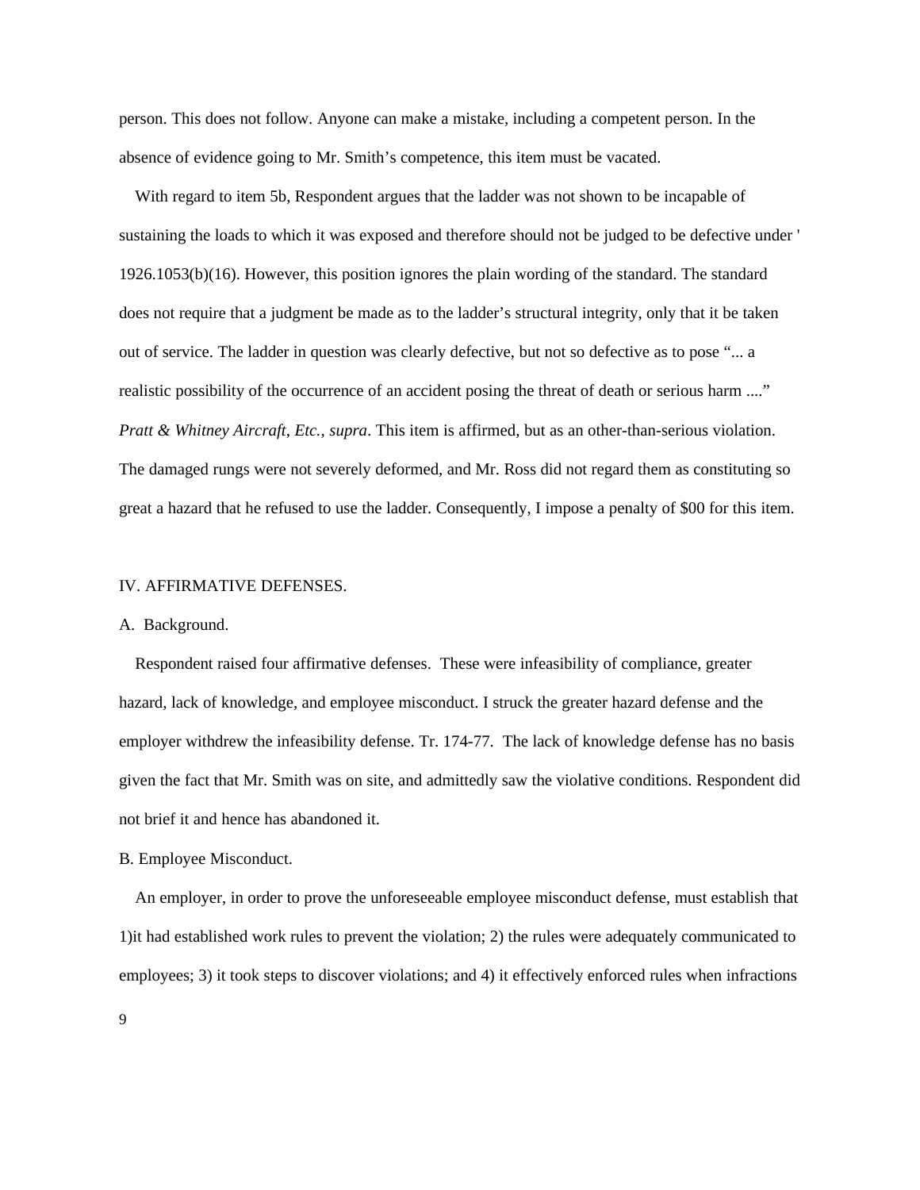person. This does not follow. Anyone can make a mistake, including a competent person. In the absence of evidence going to Mr. Smith's competence, this item must be vacated.

With regard to item 5b, Respondent argues that the ladder was not shown to be incapable of sustaining the loads to which it was exposed and therefore should not be judged to be defective under ' 1926.1053(b)(16). However, this position ignores the plain wording of the standard. The standard does not require that a judgment be made as to the ladder's structural integrity, only that it be taken out of service. The ladder in question was clearly defective, but not so defective as to pose "... a realistic possibility of the occurrence of an accident posing the threat of death or serious harm ...." *Pratt & Whitney Aircraft, Etc., supra*. This item is affirmed, but as an other-than-serious violation. The damaged rungs were not severely deformed, and Mr. Ross did not regard them as constituting so great a hazard that he refused to use the ladder. Consequently, I impose a penalty of $00 for this item.

## IV. AFFIRMATIVE DEFENSES.

### A. Background.

Respondent raised four affirmative defenses. These were infeasibility of compliance, greater hazard, lack of knowledge, and employee misconduct. I struck the greater hazard defense and the employer withdrew the infeasibility defense. Tr. 174-77. The lack of knowledge defense has no basis given the fact that Mr. Smith was on site, and admittedly saw the violative conditions. Respondent did not brief it and hence has abandoned it.

### B. Employee Misconduct.

An employer, in order to prove the unforeseeable employee misconduct defense, must establish that 1)it had established work rules to prevent the violation; 2) the rules were adequately communicated to employees; 3) it took steps to discover violations; and 4) it effectively enforced rules when infractions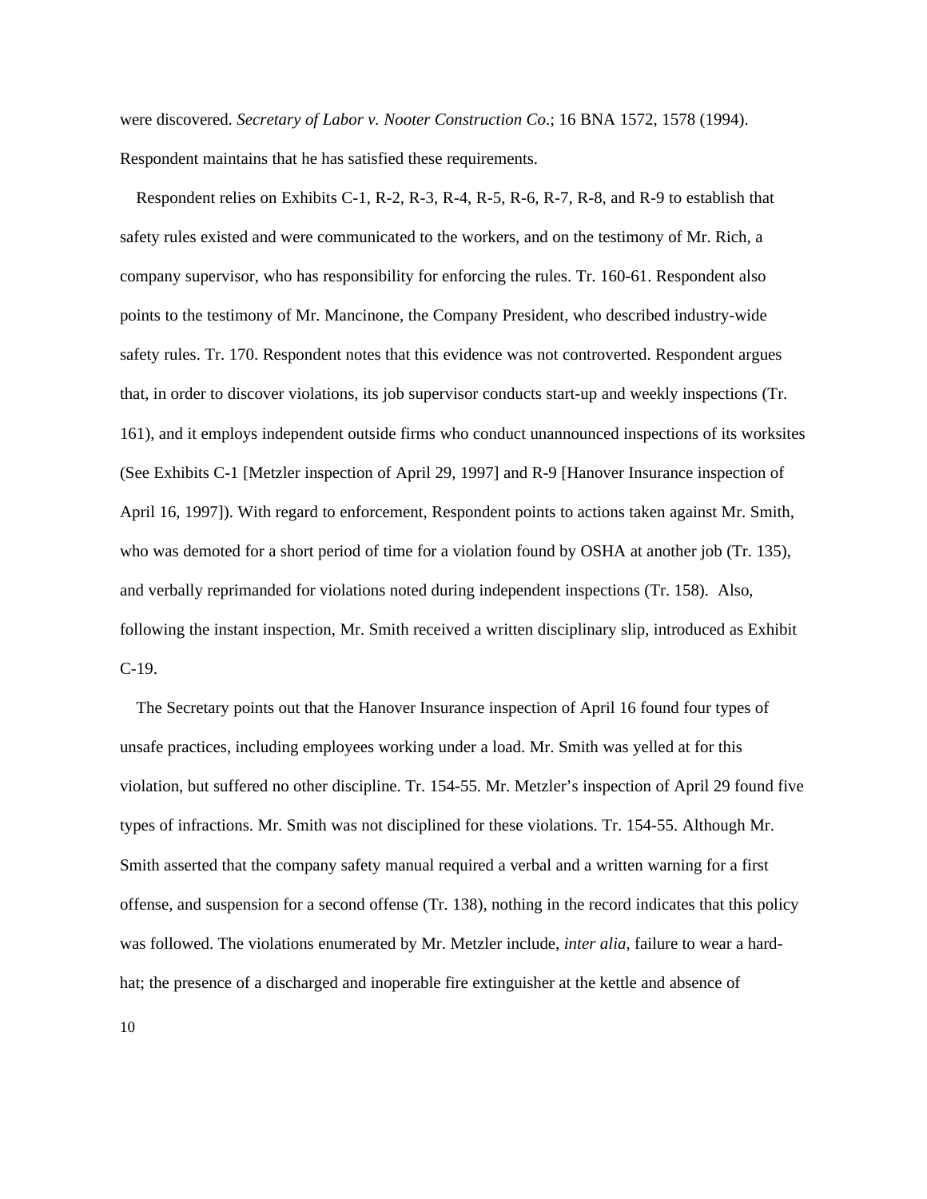were discovered. *Secretary of Labor v. Nooter Construction Co*.; 16 BNA 1572, 1578 (1994). Respondent maintains that he has satisfied these requirements.

Respondent relies on Exhibits C-1, R-2, R-3, R-4, R-5, R-6, R-7, R-8, and R-9 to establish that safety rules existed and were communicated to the workers, and on the testimony of Mr. Rich, a company supervisor, who has responsibility for enforcing the rules. Tr. 160-61. Respondent also points to the testimony of Mr. Mancinone, the Company President, who described industry-wide safety rules. Tr. 170. Respondent notes that this evidence was not controverted. Respondent argues that, in order to discover violations, its job supervisor conducts start-up and weekly inspections (Tr. 161), and it employs independent outside firms who conduct unannounced inspections of its worksites (See Exhibits C-1 [Metzler inspection of April 29, 1997] and R-9 [Hanover Insurance inspection of April 16, 1997]). With regard to enforcement, Respondent points to actions taken against Mr. Smith, who was demoted for a short period of time for a violation found by OSHA at another job (Tr. 135), and verbally reprimanded for violations noted during independent inspections (Tr. 158). Also, following the instant inspection, Mr. Smith received a written disciplinary slip, introduced as Exhibit C-19.

The Secretary points out that the Hanover Insurance inspection of April 16 found four types of unsafe practices, including employees working under a load. Mr. Smith was yelled at for this violation, but suffered no other discipline. Tr. 154-55. Mr. Metzler's inspection of April 29 found five types of infractions. Mr. Smith was not disciplined for these violations. Tr. 154-55. Although Mr. Smith asserted that the company safety manual required a verbal and a written warning for a first offense, and suspension for a second offense (Tr. 138), nothing in the record indicates that this policy was followed. The violations enumerated by Mr. Metzler include, *inter alia*, failure to wear a hard-hat; the presence of a discharged and inoperable fire extinguisher at the kettle and absence of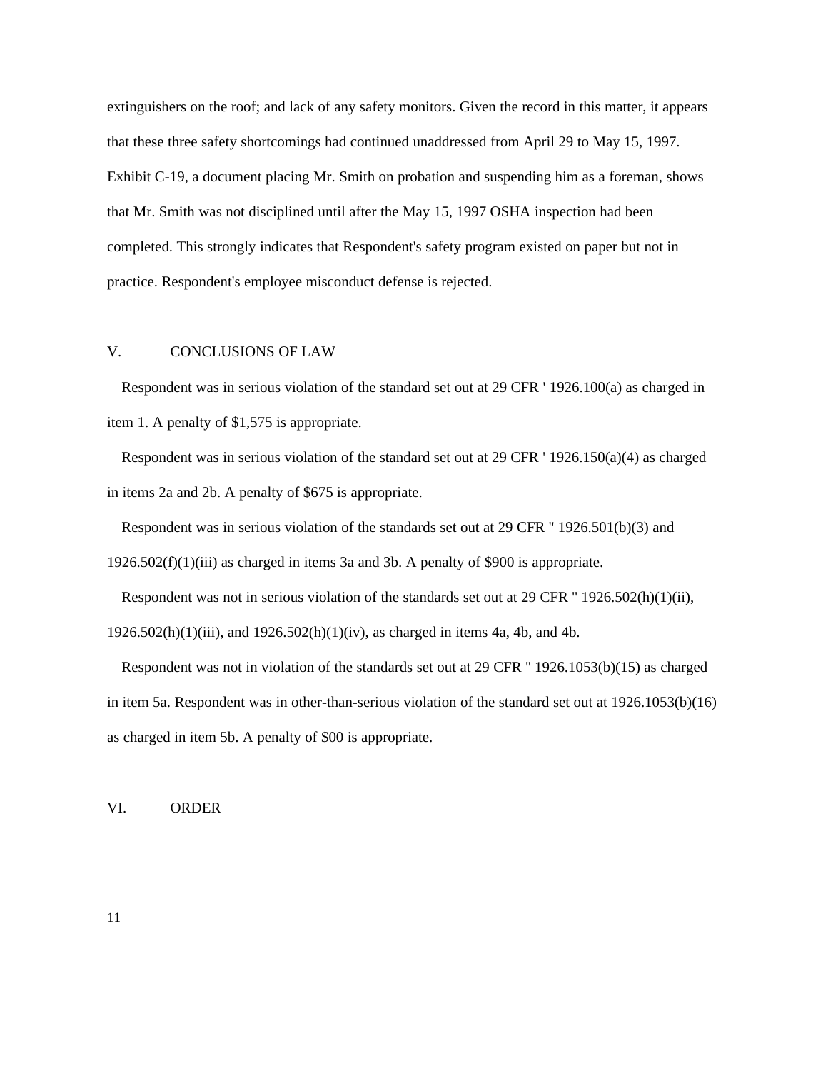extinguishers on the roof; and lack of any safety monitors. Given the record in this matter, it appears that these three safety shortcomings had continued unaddressed from April 29 to May 15, 1997. Exhibit C-19, a document placing Mr. Smith on probation and suspending him as a foreman, shows that Mr. Smith was not disciplined until after the May 15, 1997 OSHA inspection had been completed. This strongly indicates that Respondent's safety program existed on paper but not in practice. Respondent's employee misconduct defense is rejected.

## V. CONCLUSIONS OF LAW

Respondent was in serious violation of the standard set out at 29 CFR ' 1926.100(a) as charged in item 1. A penalty of $1,575 is appropriate.

Respondent was in serious violation of the standard set out at 29 CFR ' 1926.150(a)(4) as charged in items 2a and 2b. A penalty of $675 is appropriate.

Respondent was in serious violation of the standards set out at 29 CFR " 1926.501(b)(3) and 1926.502(f)(1)(iii) as charged in items 3a and 3b. A penalty of $900 is appropriate.

Respondent was not in serious violation of the standards set out at 29 CFR " 1926.502(h)(1)(ii), 1926.502(h)(1)(iii), and 1926.502(h)(1)(iv), as charged in items 4a, 4b, and 4b.

Respondent was not in violation of the standards set out at 29 CFR " 1926.1053(b)(15) as charged in item 5a. Respondent was in other-than-serious violation of the standard set out at 1926.1053(b)(16) as charged in item 5b. A penalty of $00 is appropriate.

## VI. ORDER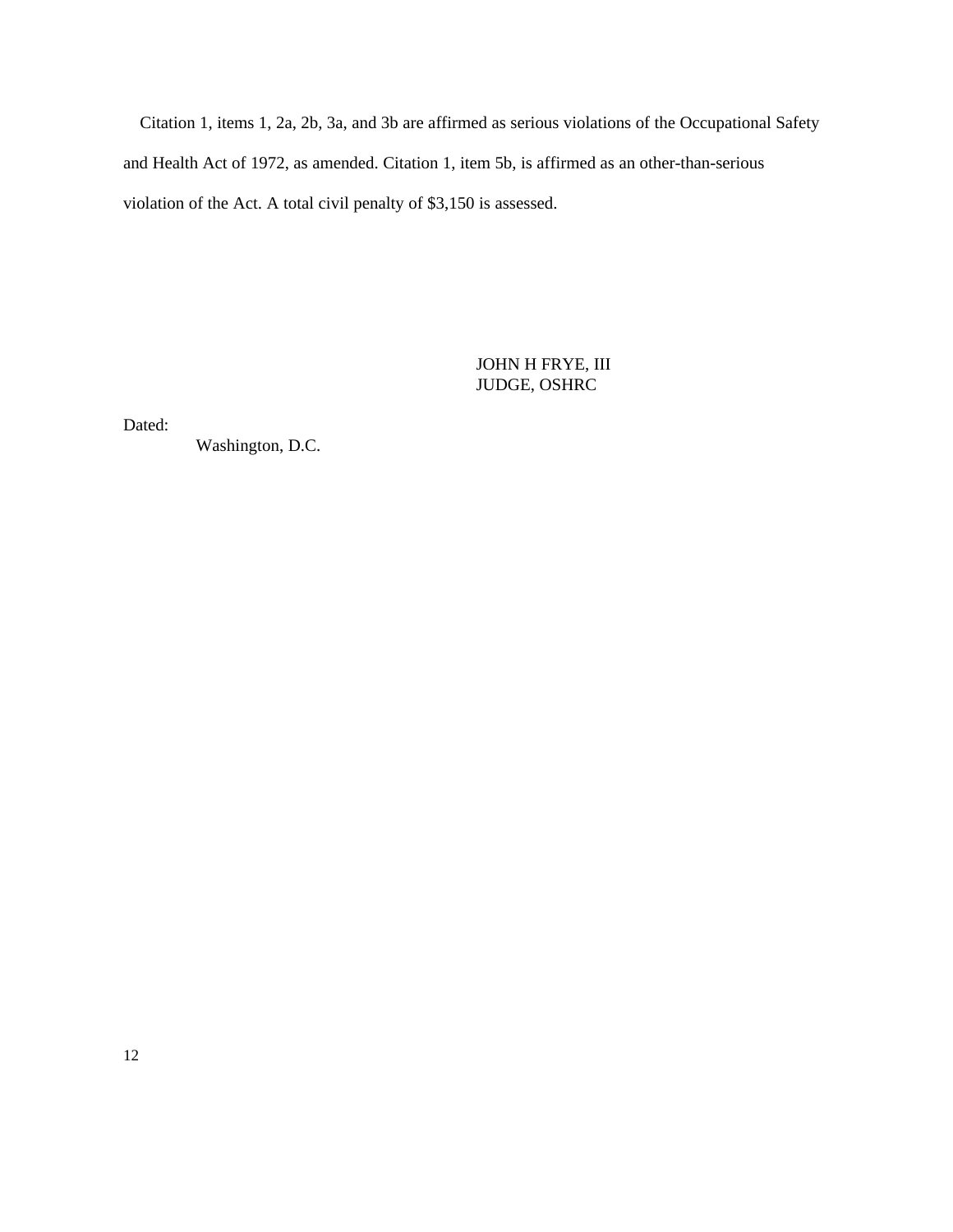Citation 1, items 1, 2a, 2b, 3a, and 3b are affirmed as serious violations of the Occupational Safety and Health Act of 1972, as amended. Citation 1, item 5b, is affirmed as an other-than-serious violation of the Act. A total civil penalty of $3,150 is assessed.

JOHN H FRYE, III
JUDGE, OSHRC

Dated:
Washington, D.C.